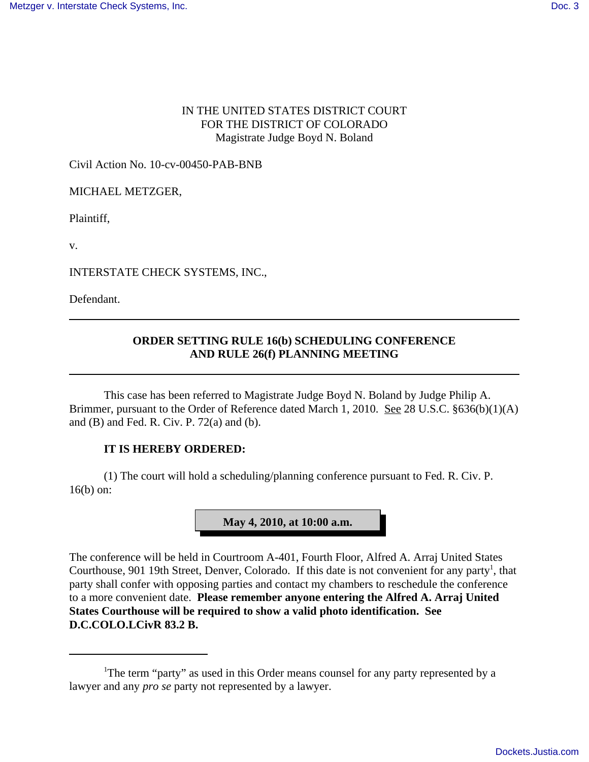IN THE UNITED STATES DISTRICT COURT
FOR THE DISTRICT OF COLORADO
Magistrate Judge Boyd N. Boland

Civil Action No. 10-cv-00450-PAB-BNB

MICHAEL METZGER,

Plaintiff,

v.

INTERSTATE CHECK SYSTEMS, INC.,

Defendant.

---

**ORDER SETTING RULE 16(b) SCHEDULING CONFERENCE AND RULE 26(f) PLANNING MEETING**

---

This case has been referred to Magistrate Judge Boyd N. Boland by Judge Philip A. Brimmer, pursuant to the Order of Reference dated March 1, 2010. See 28 U.S.C. §636(b)(1)(A) and (B) and Fed. R. Civ. P. 72(a) and (b).

**IT IS HEREBY ORDERED:**

(1) The court will hold a scheduling/planning conference pursuant to Fed. R. Civ. P. 16(b) on:

**May 4, 2010, at 10:00 a.m.**

The conference will be held in Courtroom A-401, Fourth Floor, Alfred A. Arraj United States Courthouse, 901 19th Street, Denver, Colorado. If this date is not convenient for any party[1], that party shall confer with opposing parties and contact my chambers to reschedule the conference to a more convenient date. **Please remember anyone entering the Alfred A. Arraj United States Courthouse will be required to show a valid photo identification. See D.C.COLO.LCivR 83.2 B.**

---

[1]The term "party" as used in this Order means counsel for any party represented by a lawyer and any *pro se* party not represented by a lawyer.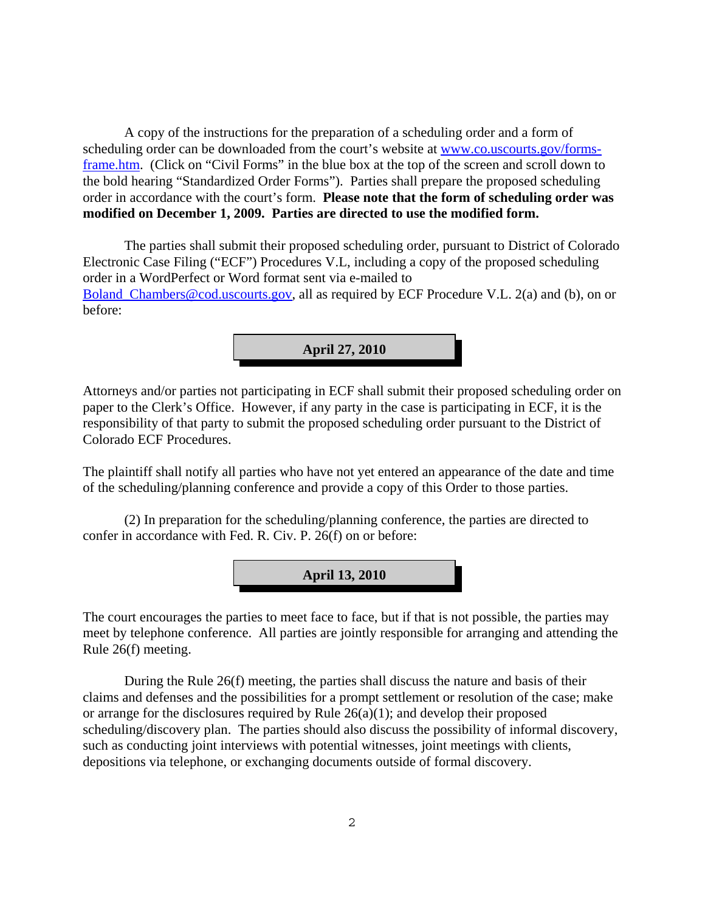A copy of the instructions for the preparation of a scheduling order and a form of scheduling order can be downloaded from the court's website at [www.co.uscourts.gov/forms-frame.htm](www.co.uscourts.gov/forms-frame.htm). (Click on "Civil Forms" in the blue box at the top of the screen and scroll down to the bold hearing "Standardized Order Forms"). Parties shall prepare the proposed scheduling order in accordance with the court's form. **Please note that the form of scheduling order was modified on December 1, 2009. Parties are directed to use the modified form.**

The parties shall submit their proposed scheduling order, pursuant to District of Colorado Electronic Case Filing ("ECF") Procedures V.L, including a copy of the proposed scheduling order in a WordPerfect or Word format sent via e-mailed to [Boland_Chambers@cod.uscourts.gov](mailto:Boland_Chambers@cod.uscourts.gov), all as required by ECF Procedure V.L. 2(a) and (b), on or before:

**April 27, 2010**

Attorneys and/or parties not participating in ECF shall submit their proposed scheduling order on paper to the Clerk's Office. However, if any party in the case is participating in ECF, it is the responsibility of that party to submit the proposed scheduling order pursuant to the District of Colorado ECF Procedures.

The plaintiff shall notify all parties who have not yet entered an appearance of the date and time of the scheduling/planning conference and provide a copy of this Order to those parties.

(2) In preparation for the scheduling/planning conference, the parties are directed to confer in accordance with Fed. R. Civ. P. 26(f) on or before:

**April 13, 2010**

The court encourages the parties to meet face to face, but if that is not possible, the parties may meet by telephone conference. All parties are jointly responsible for arranging and attending the Rule 26(f) meeting.

During the Rule 26(f) meeting, the parties shall discuss the nature and basis of their claims and defenses and the possibilities for a prompt settlement or resolution of the case; make or arrange for the disclosures required by Rule 26(a)(1); and develop their proposed scheduling/discovery plan. The parties should also discuss the possibility of informal discovery, such as conducting joint interviews with potential witnesses, joint meetings with clients, depositions via telephone, or exchanging documents outside of formal discovery.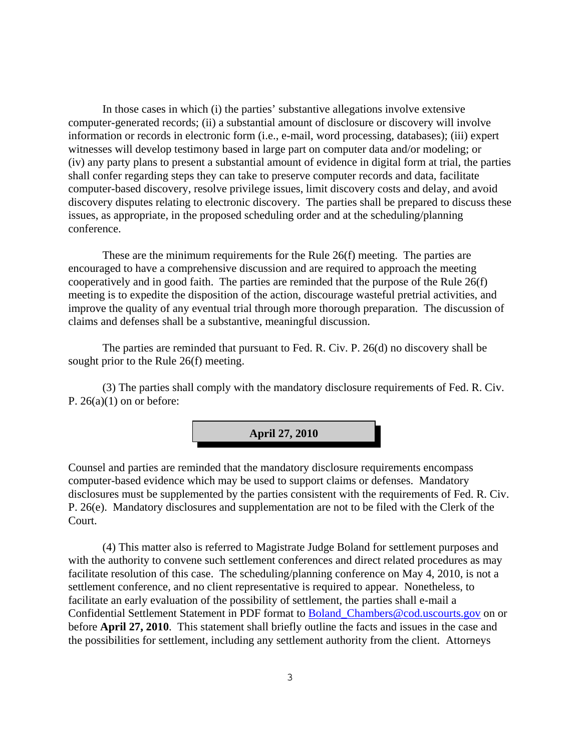In those cases in which (i) the parties' substantive allegations involve extensive computer-generated records; (ii) a substantial amount of disclosure or discovery will involve information or records in electronic form (i.e., e-mail, word processing, databases); (iii) expert witnesses will develop testimony based in large part on computer data and/or modeling; or (iv) any party plans to present a substantial amount of evidence in digital form at trial, the parties shall confer regarding steps they can take to preserve computer records and data, facilitate computer-based discovery, resolve privilege issues, limit discovery costs and delay, and avoid discovery disputes relating to electronic discovery. The parties shall be prepared to discuss these issues, as appropriate, in the proposed scheduling order and at the scheduling/planning conference.

These are the minimum requirements for the Rule 26(f) meeting. The parties are encouraged to have a comprehensive discussion and are required to approach the meeting cooperatively and in good faith. The parties are reminded that the purpose of the Rule 26(f) meeting is to expedite the disposition of the action, discourage wasteful pretrial activities, and improve the quality of any eventual trial through more thorough preparation. The discussion of claims and defenses shall be a substantive, meaningful discussion.

The parties are reminded that pursuant to Fed. R. Civ. P. 26(d) no discovery shall be sought prior to the Rule 26(f) meeting.

(3) The parties shall comply with the mandatory disclosure requirements of Fed. R. Civ. P. 26(a)(1) on or before:

**April 27, 2010**

Counsel and parties are reminded that the mandatory disclosure requirements encompass computer-based evidence which may be used to support claims or defenses. Mandatory disclosures must be supplemented by the parties consistent with the requirements of Fed. R. Civ. P. 26(e). Mandatory disclosures and supplementation are not to be filed with the Clerk of the Court.

(4) This matter also is referred to Magistrate Judge Boland for settlement purposes and with the authority to convene such settlement conferences and direct related procedures as may facilitate resolution of this case. The scheduling/planning conference on May 4, 2010, is not a settlement conference, and no client representative is required to appear. Nonetheless, to facilitate an early evaluation of the possibility of settlement, the parties shall e-mail a Confidential Settlement Statement in PDF format to Boland_Chambers@cod.uscourts.gov on or before **April 27, 2010**. This statement shall briefly outline the facts and issues in the case and the possibilities for settlement, including any settlement authority from the client. Attorneys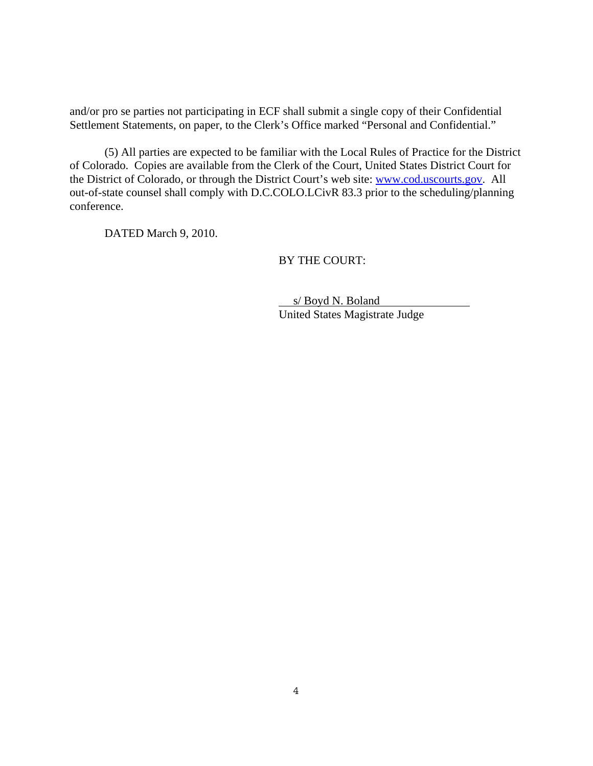and/or pro se parties not participating in ECF shall submit a single copy of their Confidential Settlement Statements, on paper, to the Clerk's Office marked "Personal and Confidential."

(5) All parties are expected to be familiar with the Local Rules of Practice for the District of Colorado. Copies are available from the Clerk of the Court, United States District Court for the District of Colorado, or through the District Court's web site: www.cod.uscourts.gov. All out-of-state counsel shall comply with D.C.COLO.LCivR 83.3 prior to the scheduling/planning conference.

DATED March 9, 2010.

BY THE COURT:

s/ Boyd N. Boland
United States Magistrate Judge